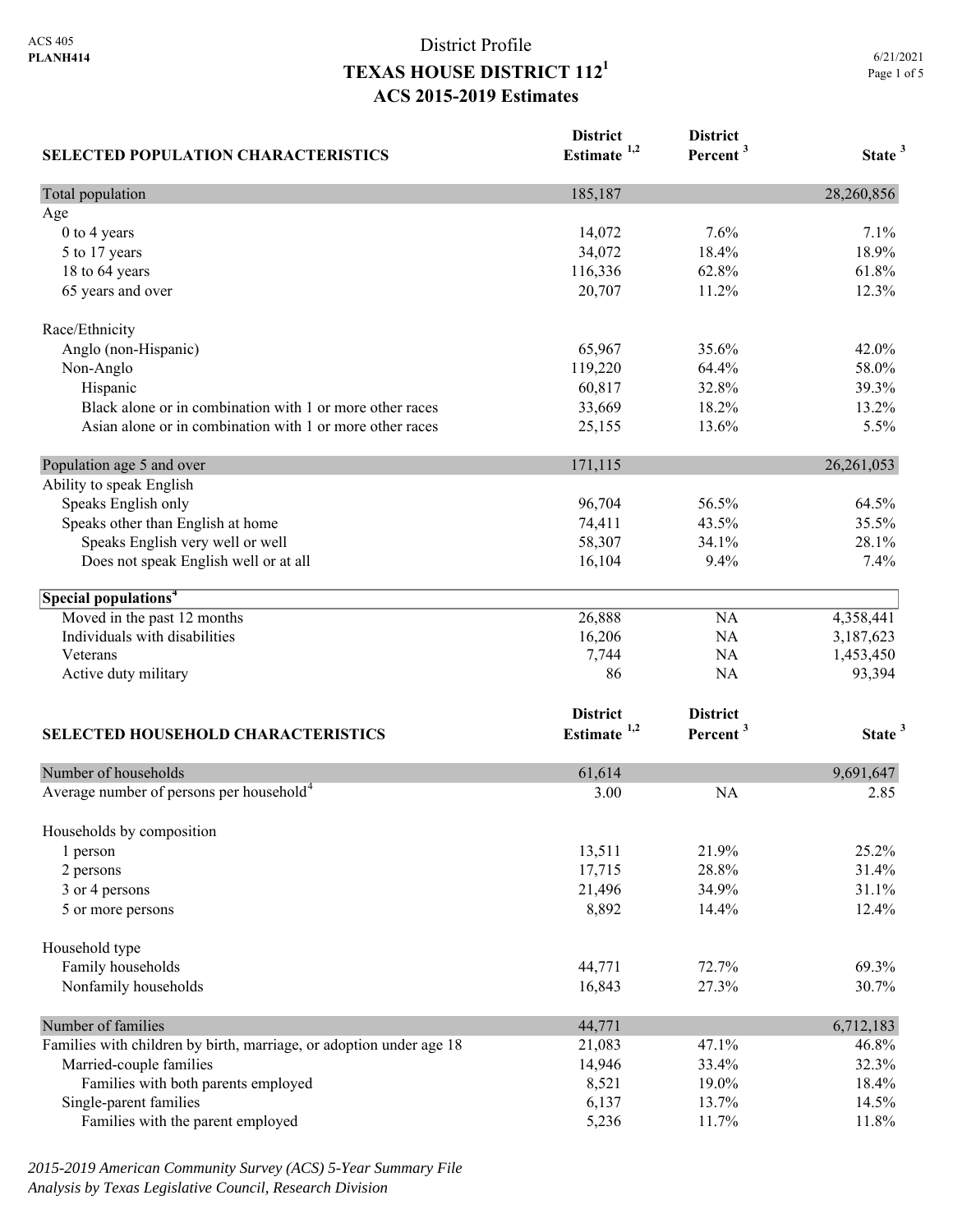ACS 405
**PLANH414**

# District Profile
## TEXAS HOUSE DISTRICT 112[1]
## ACS 2015-2019 Estimates

6/21/2021

| SELECTED POPULATION CHARACTERISTICS | District Estimate [1,2] | District Percent [3] | State [3] |
|---|---|---|---|
| Total population | 185,187 | | 28,260,856 |
| Age | | | |
| 0 to 4 years | 14,072 | 7.6% | 7.1% |
| 5 to 17 years | 34,072 | 18.4% | 18.9% |
| 18 to 64 years | 116,336 | 62.8% | 61.8% |
| 65 years and over | 20,707 | 11.2% | 12.3% |
| Race/Ethnicity | | | |
| Anglo (non-Hispanic) | 65,967 | 35.6% | 42.0% |
| Non-Anglo | 119,220 | 64.4% | 58.0% |
| Hispanic | 60,817 | 32.8% | 39.3% |
| Black alone or in combination with 1 or more other races | 33,669 | 18.2% | 13.2% |
| Asian alone or in combination with 1 or more other races | 25,155 | 13.6% | 5.5% |
| Population age 5 and over | 171,115 | | 26,261,053 |
| Ability to speak English | | | |
| Speaks English only | 96,704 | 56.5% | 64.5% |
| Speaks other than English at home | 74,411 | 43.5% | 35.5% |
| Speaks English very well or well | 58,307 | 34.1% | 28.1% |
| Does not speak English well or at all | 16,104 | 9.4% | 7.4% |
| **Special populations[4]** | | | |
| Moved in the past 12 months | 26,888 | NA | 4,358,441 |
| Individuals with disabilities | 16,206 | NA | 3,187,623 |
| Veterans | 7,744 | NA | 1,453,450 |
| Active duty military | 86 | NA | 93,394 |

| SELECTED HOUSEHOLD CHARACTERISTICS | District Estimate [1,2] | District Percent [3] | State [3] |
|---|---|---|---|
| Number of households | 61,614 | | 9,691,647 |
| Average number of persons per household[4] | 3.00 | NA | 2.85 |
| Households by composition | | | |
| 1 person | 13,511 | 21.9% | 25.2% |
| 2 persons | 17,715 | 28.8% | 31.4% |
| 3 or 4 persons | 21,496 | 34.9% | 31.1% |
| 5 or more persons | 8,892 | 14.4% | 12.4% |
| Household type | | | |
| Family households | 44,771 | 72.7% | 69.3% |
| Nonfamily households | 16,843 | 27.3% | 30.7% |
| Number of families | 44,771 | | 6,712,183 |
| Families with children by birth, marriage, or adoption under age 18 | 21,083 | 47.1% | 46.8% |
| Married-couple families | 14,946 | 33.4% | 32.3% |
| Families with both parents employed | 8,521 | 19.0% | 18.4% |
| Single-parent families | 6,137 | 13.7% | 14.5% |
| Families with the parent employed | 5,236 | 11.7% | 11.8% |

*2015-2019 American Community Survey (ACS) 5-Year Summary File*
*Analysis by Texas Legislative Council, Research Division*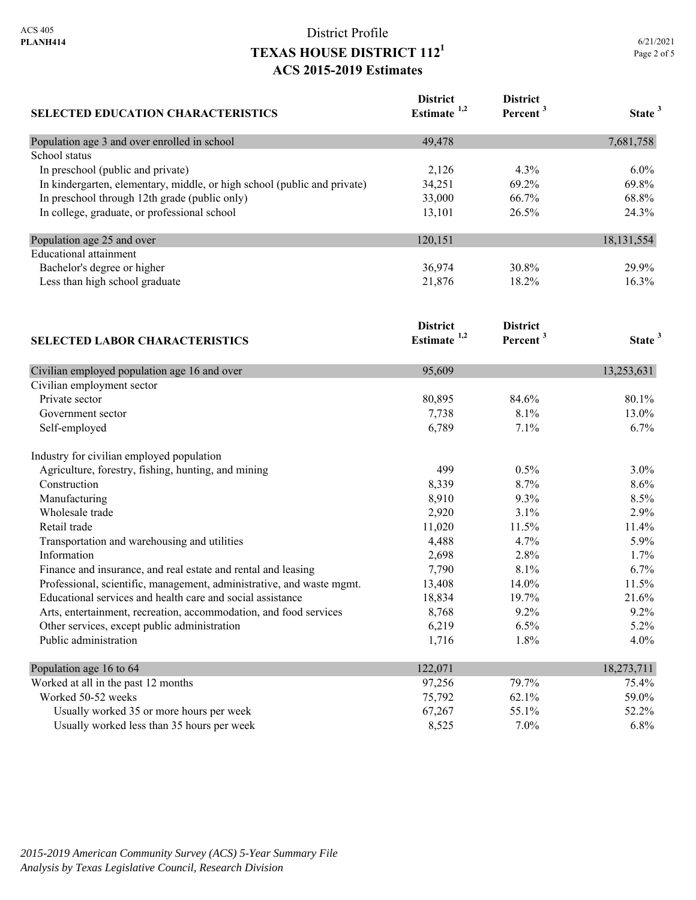# District Profile
## TEXAS HOUSE DISTRICT 112[1]
## ACS 2015-2019 Estimates

| SELECTED EDUCATION CHARACTERISTICS | District Estimate [1,2] | District Percent [3] | State [3] |
|---|---|---|---|
| Population age 3 and over enrolled in school | 49,478 | | 7,681,758 |
| School status | | | |
| In preschool (public and private) | 2,126 | 4.3% | 6.0% |
| In kindergarten, elementary, middle, or high school (public and private) | 34,251 | 69.2% | 69.8% |
| In preschool through 12th grade (public only) | 33,000 | 66.7% | 68.8% |
| In college, graduate, or professional school | 13,101 | 26.5% | 24.3% |
| Population age 25 and over | 120,151 | | 18,131,554 |
| Educational attainment | | | |
| Bachelor's degree or higher | 36,974 | 30.8% | 29.9% |
| Less than high school graduate | 21,876 | 18.2% | 16.3% |

| SELECTED LABOR CHARACTERISTICS | District Estimate [1,2] | District Percent [3] | State [3] |
|---|---|---|---|
| Civilian employed population age 16 and over | 95,609 | | 13,253,631 |
| Civilian employment sector | | | |
| Private sector | 80,895 | 84.6% | 80.1% |
| Government sector | 7,738 | 8.1% | 13.0% |
| Self-employed | 6,789 | 7.1% | 6.7% |
| Industry for civilian employed population | | | |
| Agriculture, forestry, fishing, hunting, and mining | 499 | 0.5% | 3.0% |
| Construction | 8,339 | 8.7% | 8.6% |
| Manufacturing | 8,910 | 9.3% | 8.5% |
| Wholesale trade | 2,920 | 3.1% | 2.9% |
| Retail trade | 11,020 | 11.5% | 11.4% |
| Transportation and warehousing and utilities | 4,488 | 4.7% | 5.9% |
| Information | 2,698 | 2.8% | 1.7% |
| Finance and insurance, and real estate and rental and leasing | 7,790 | 8.1% | 6.7% |
| Professional, scientific, management, administrative, and waste mgmt. | 13,408 | 14.0% | 11.5% |
| Educational services and health care and social assistance | 18,834 | 19.7% | 21.6% |
| Arts, entertainment, recreation, accommodation, and food services | 8,768 | 9.2% | 9.2% |
| Other services, except public administration | 6,219 | 6.5% | 5.2% |
| Public administration | 1,716 | 1.8% | 4.0% |
| Population age 16 to 64 | 122,071 | | 18,273,711 |
| Worked at all in the past 12 months | 97,256 | 79.7% | 75.4% |
| Worked 50-52 weeks | 75,792 | 62.1% | 59.0% |
| Usually worked 35 or more hours per week | 67,267 | 55.1% | 52.2% |
| Usually worked less than 35 hours per week | 8,525 | 7.0% | 6.8% |

*2015-2019 American Community Survey (ACS) 5-Year Summary File*
*Analysis by Texas Legislative Council, Research Division*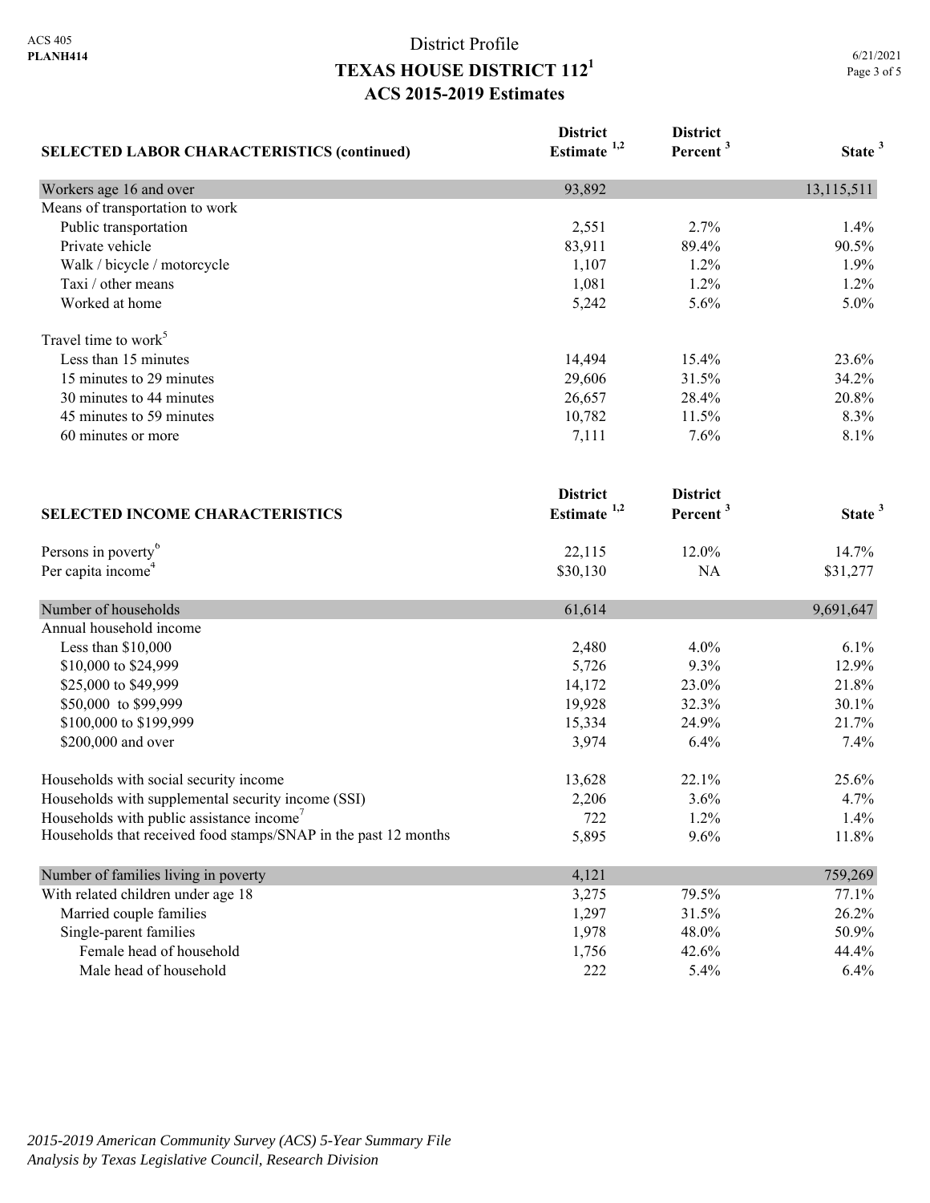District Profile

# TEXAS HOUSE DISTRICT 112[1]

## ACS 2015-2019 Estimates

| SELECTED LABOR CHARACTERISTICS (continued) | District Estimate [1,2] | District Percent [3] | State [3] |
|---|---|---|---|
| Workers age 16 and over | 93,892 | | 13,115,511 |
| Means of transportation to work | | | |
| Public transportation | 2,551 | 2.7% | 1.4% |
| Private vehicle | 83,911 | 89.4% | 90.5% |
| Walk / bicycle / motorcycle | 1,107 | 1.2% | 1.9% |
| Taxi / other means | 1,081 | 1.2% | 1.2% |
| Worked at home | 5,242 | 5.6% | 5.0% |
| Travel time to work[5] | | | |
| Less than 15 minutes | 14,494 | 15.4% | 23.6% |
| 15 minutes to 29 minutes | 29,606 | 31.5% | 34.2% |
| 30 minutes to 44 minutes | 26,657 | 28.4% | 20.8% |
| 45 minutes to 59 minutes | 10,782 | 11.5% | 8.3% |
| 60 minutes or more | 7,111 | 7.6% | 8.1% |

| SELECTED INCOME CHARACTERISTICS | District Estimate [1,2] | District Percent [3] | State [3] |
|---|---|---|---|
| Persons in poverty[6] | 22,115 | 12.0% | 14.7% |
| Per capita income[4] | $30,130 | NA | $31,277 |
| Number of households | 61,614 | | 9,691,647 |
| Annual household income | | | |
| Less than $10,000 | 2,480 | 4.0% | 6.1% |
| $10,000 to $24,999 | 5,726 | 9.3% | 12.9% |
| $25,000 to $49,999 | 14,172 | 23.0% | 21.8% |
| $50,000 to $99,999 | 19,928 | 32.3% | 30.1% |
| $100,000 to $199,999 | 15,334 | 24.9% | 21.7% |
| $200,000 and over | 3,974 | 6.4% | 7.4% |
| Households with social security income | 13,628 | 22.1% | 25.6% |
| Households with supplemental security income (SSI) | 2,206 | 3.6% | 4.7% |
| Households with public assistance income[7] | 722 | 1.2% | 1.4% |
| Households that received food stamps/SNAP in the past 12 months | 5,895 | 9.6% | 11.8% |
| Number of families living in poverty | 4,121 | | 759,269 |
| With related children under age 18 | 3,275 | 79.5% | 77.1% |
| Married couple families | 1,297 | 31.5% | 26.2% |
| Single-parent families | 1,978 | 48.0% | 50.9% |
| Female head of household | 1,756 | 42.6% | 44.4% |
| Male head of household | 222 | 5.4% | 6.4% |

*2015-2019 American Community Survey (ACS) 5-Year Summary File*
*Analysis by Texas Legislative Council, Research Division*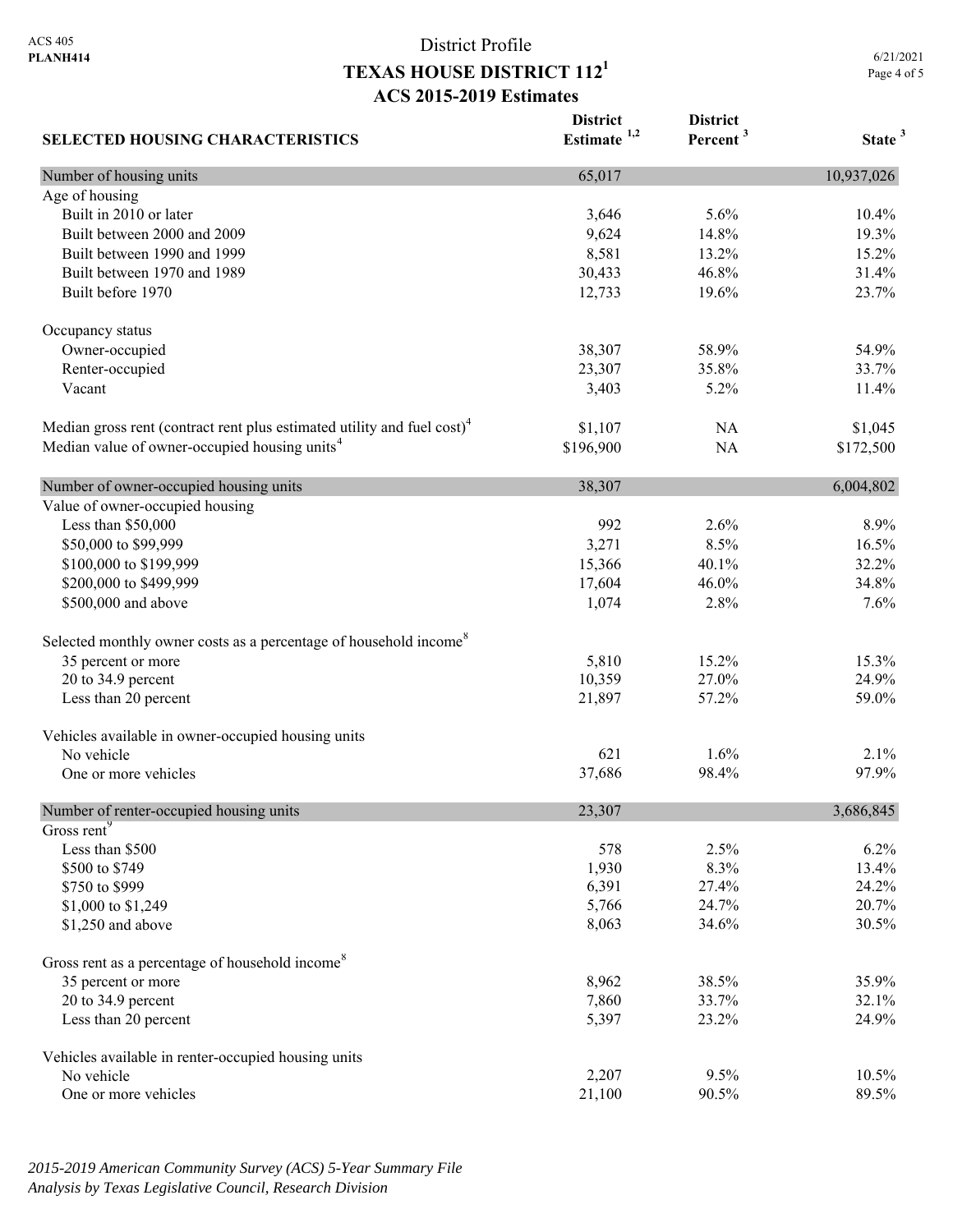ACS 405
**PLANH414**

# District Profile
## TEXAS HOUSE DISTRICT 112[1]
## ACS 2015-2019 Estimates

6/21/2021

| SELECTED HOUSING CHARACTERISTICS | District Estimate [1,2] | District Percent [3] | State [3] |
|---|---|---|---|
| Number of housing units | 65,017 | | 10,937,026 |
| Age of housing | | | |
| Built in 2010 or later | 3,646 | 5.6% | 10.4% |
| Built between 2000 and 2009 | 9,624 | 14.8% | 19.3% |
| Built between 1990 and 1999 | 8,581 | 13.2% | 15.2% |
| Built between 1970 and 1989 | 30,433 | 46.8% | 31.4% |
| Built before 1970 | 12,733 | 19.6% | 23.7% |
| Occupancy status | | | |
| Owner-occupied | 38,307 | 58.9% | 54.9% |
| Renter-occupied | 23,307 | 35.8% | 33.7% |
| Vacant | 3,403 | 5.2% | 11.4% |
| Median gross rent (contract rent plus estimated utility and fuel cost)[4] | $1,107 | NA | $1,045 |
| Median value of owner-occupied housing units[4] | $196,900 | NA | $172,500 |
| Number of owner-occupied housing units | 38,307 | | 6,004,802 |
| Value of owner-occupied housing | | | |
| Less than $50,000 | 992 | 2.6% | 8.9% |
| $50,000 to $99,999 | 3,271 | 8.5% | 16.5% |
| $100,000 to $199,999 | 15,366 | 40.1% | 32.2% |
| $200,000 to $499,999 | 17,604 | 46.0% | 34.8% |
| $500,000 and above | 1,074 | 2.8% | 7.6% |
| Selected monthly owner costs as a percentage of household income[8] | | | |
| 35 percent or more | 5,810 | 15.2% | 15.3% |
| 20 to 34.9 percent | 10,359 | 27.0% | 24.9% |
| Less than 20 percent | 21,897 | 57.2% | 59.0% |
| Vehicles available in owner-occupied housing units | | | |
| No vehicle | 621 | 1.6% | 2.1% |
| One or more vehicles | 37,686 | 98.4% | 97.9% |
| Number of renter-occupied housing units | 23,307 | | 3,686,845 |
| Gross rent[9] | | | |
| Less than $500 | 578 | 2.5% | 6.2% |
| $500 to $749 | 1,930 | 8.3% | 13.4% |
| $750 to $999 | 6,391 | 27.4% | 24.2% |
| $1,000 to $1,249 | 5,766 | 24.7% | 20.7% |
| $1,250 and above | 8,063 | 34.6% | 30.5% |
| Gross rent as a percentage of household income[8] | | | |
| 35 percent or more | 8,962 | 38.5% | 35.9% |
| 20 to 34.9 percent | 7,860 | 33.7% | 32.1% |
| Less than 20 percent | 5,397 | 23.2% | 24.9% |
| Vehicles available in renter-occupied housing units | | | |
| No vehicle | 2,207 | 9.5% | 10.5% |
| One or more vehicles | 21,100 | 90.5% | 89.5% |

*2015-2019 American Community Survey (ACS) 5-Year Summary File*
*Analysis by Texas Legislative Council, Research Division*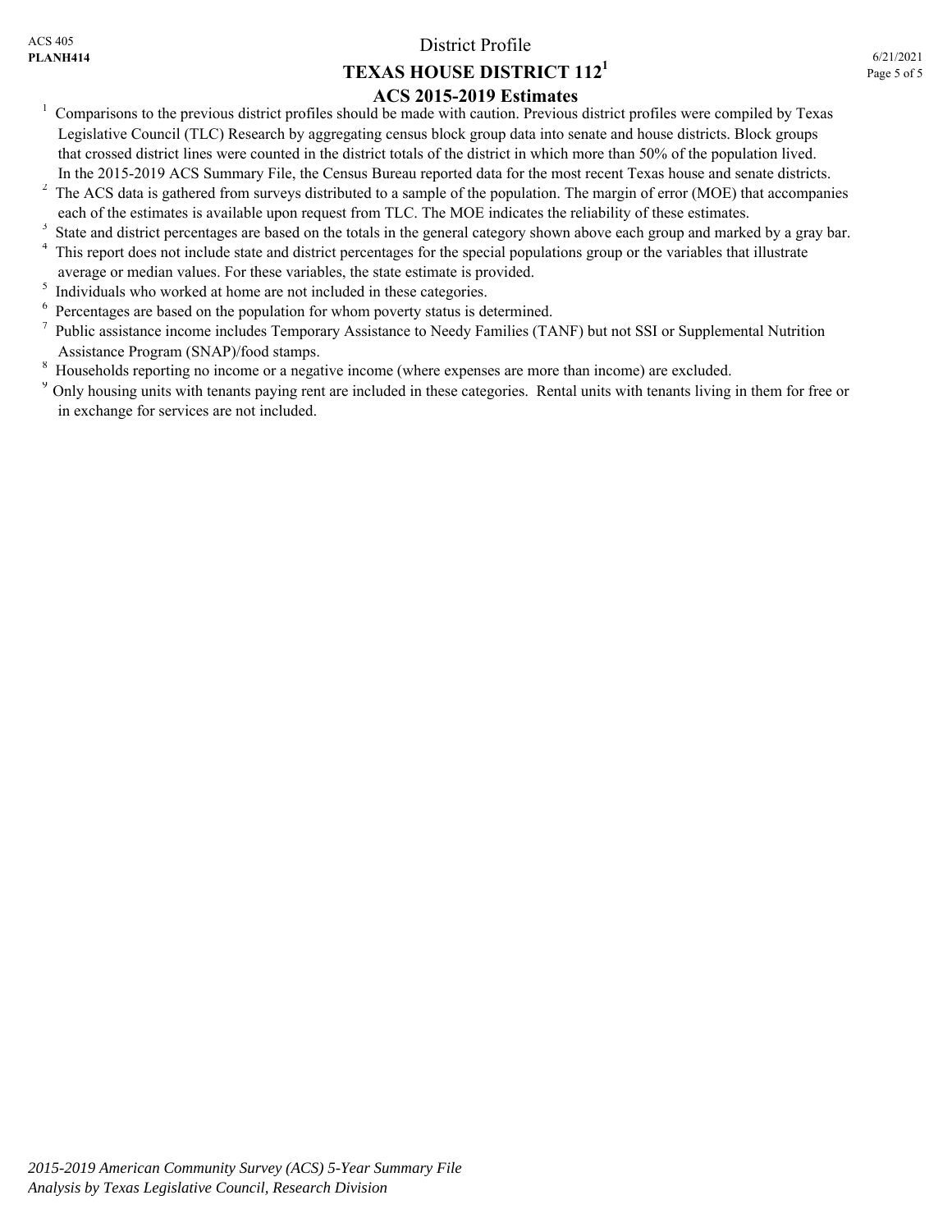[1] Comparisons to the previous district profiles should be made with caution. Previous district profiles were compiled by Texas Legislative Council (TLC) Research by aggregating census block group data into senate and house districts. Block groups that crossed district lines were counted in the district totals of the district in which more than 50% of the population lived. In the 2015-2019 ACS Summary File, the Census Bureau reported data for the most recent Texas house and senate districts.

[2] The ACS data is gathered from surveys distributed to a sample of the population. The margin of error (MOE) that accompanies each of the estimates is available upon request from TLC. The MOE indicates the reliability of these estimates.

[3] State and district percentages are based on the totals in the general category shown above each group and marked by a gray bar.

[4] This report does not include state and district percentages for the special populations group or the variables that illustrate average or median values. For these variables, the state estimate is provided.

[5] Individuals who worked at home are not included in these categories.

[6] Percentages are based on the population for whom poverty status is determined.

[7] Public assistance income includes Temporary Assistance to Needy Families (TANF) but not SSI or Supplemental Nutrition Assistance Program (SNAP)/food stamps.

[8] Households reporting no income or a negative income (where expenses are more than income) are excluded.

[9] Only housing units with tenants paying rent are included in these categories. Rental units with tenants living in them for free or in exchange for services are not included.

*2015-2019 American Community Survey (ACS) 5-Year Summary File*
*Analysis by Texas Legislative Council, Research Division*